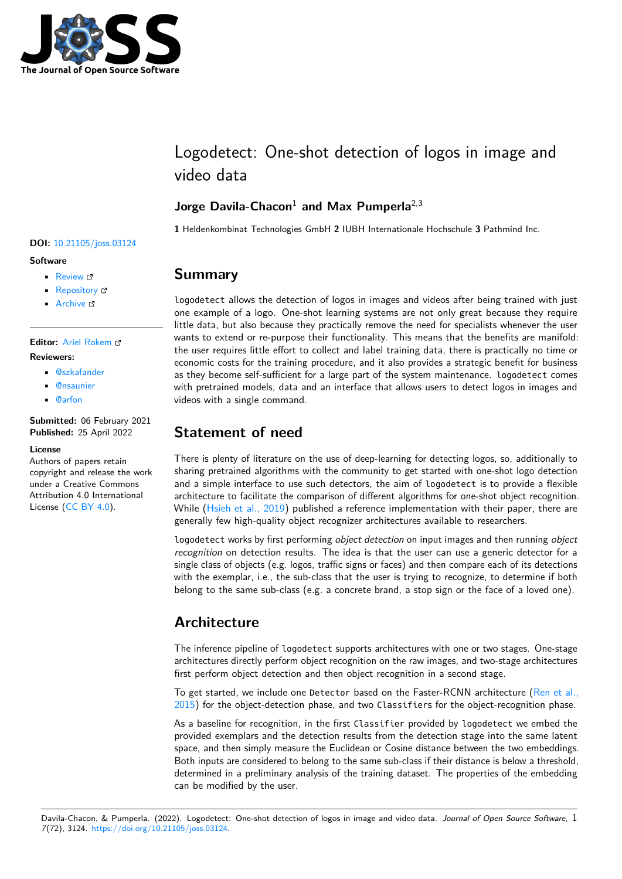# Logodetect: One-shot detection of logos in image and video data

**Jorge Davila-Chacon**[1] **and Max Pumperla**[2,3]

**1** Heldenkombinat Technologies GmbH **2** IUBH Internationale Hochschule **3** Pathmind Inc.

**DOI:** 10.21105/joss.03124

**Software**

- Review
- Repository
- Archive

**Editor:** Ariel Rokem

**Reviewers:**

- @szkafander
- @nsaunier
- @arfon

**Submitted:** 06 February 2021
**Published:** 25 April 2022

**License**
Authors of papers retain copyright and release the work under a Creative Commons Attribution 4.0 International License (CC BY 4.0).

## Summary

`logodetect` allows the detection of logos in images and videos after being trained with just one example of a logo. One-shot learning systems are not only great because they require little data, but also because they practically remove the need for specialists whenever the user wants to extend or re-purpose their functionality. This means that the benefits are manifold: the user requires little effort to collect and label training data, there is practically no time or economic costs for the training procedure, and it also provides a strategic benefit for business as they become self-sufficient for a large part of the system maintenance. `logodetect` comes with pretrained models, data and an interface that allows users to detect logos in images and videos with a single command.

## Statement of need

There is plenty of literature on the use of deep-learning for detecting logos, so, additionally to sharing pretrained algorithms with the community to get started with one-shot logo detection and a simple interface to use such detectors, the aim of `logodetect` is to provide a flexible architecture to facilitate the comparison of different algorithms for one-shot object recognition. While (Hsieh et al., 2019) published a reference implementation with their paper, there are generally few high-quality object recognizer architectures available to researchers.

`logodetect` works by first performing *object detection* on input images and then running *object recognition* on detection results. The idea is that the user can use a generic detector for a single class of objects (e.g. logos, traffic signs or faces) and then compare each of its detections with the exemplar, i.e., the sub-class that the user is trying to recognize, to determine if both belong to the same sub-class (e.g. a concrete brand, a stop sign or the face of a loved one).

## Architecture

The inference pipeline of `logodetect` supports architectures with one or two stages. One-stage architectures directly perform object recognition on the raw images, and two-stage architectures first perform object detection and then object recognition in a second stage.

To get started, we include one `Detector` based on the Faster-RCNN architecture (Ren et al., 2015) for the object-detection phase, and two `Classifiers` for the object-recognition phase.

As a baseline for recognition, in the first `Classifier` provided by `logodetect` we embed the provided exemplars and the detection results from the detection stage into the same latent space, and then simply measure the Euclidean or Cosine distance between the two embeddings. Both inputs are considered to belong to the same sub-class if their distance is below a threshold, determined in a preliminary analysis of the training dataset. The properties of the embedding can be modified by the user.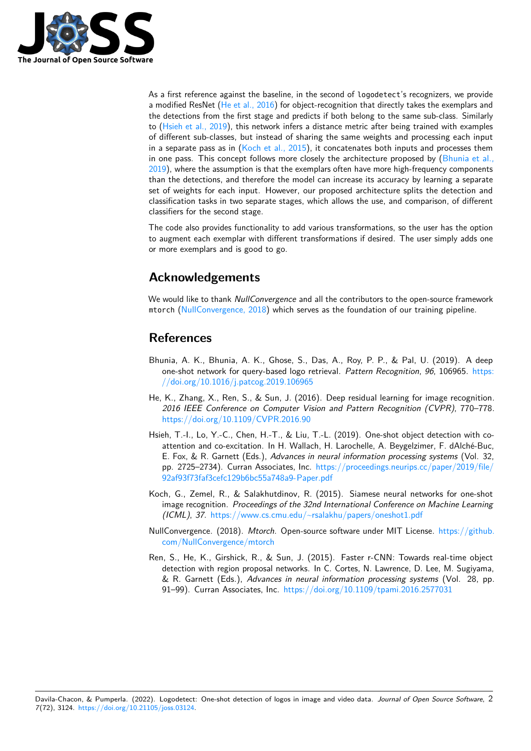As a first reference against the baseline, in the second of `logodetect`'s recognizers, we provide a modified ResNet (He et al., 2016) for object-recognition that directly takes the exemplars and the detections from the first stage and predicts if both belong to the same sub-class. Similarly to (Hsieh et al., 2019), this network infers a distance metric after being trained with examples of different sub-classes, but instead of sharing the same weights and processing each input in a separate pass as in (Koch et al., 2015), it concatenates both inputs and processes them in one pass. This concept follows more closely the architecture proposed by (Bhunia et al., 2019), where the assumption is that the exemplars often have more high-frequency components than the detections, and therefore the model can increase its accuracy by learning a separate set of weights for each input. However, our proposed architecture splits the detection and classification tasks in two separate stages, which allows the use, and comparison, of different classifiers for the second stage.

The code also provides functionality to add various transformations, so the user has the option to augment each exemplar with different transformations if desired. The user simply adds one or more exemplars and is good to go.

## Acknowledgements

We would like to thank *NullConvergence* and all the contributors to the open-source framework `mtorch` (NullConvergence, 2018) which serves as the foundation of our training pipeline.

## References

Bhunia, A. K., Bhunia, A. K., Ghose, S., Das, A., Roy, P. P., & Pal, U. (2019). A deep one-shot network for query-based logo retrieval. *Pattern Recognition*, *96*, 106965. https://doi.org/10.1016/j.patcog.2019.106965

He, K., Zhang, X., Ren, S., & Sun, J. (2016). Deep residual learning for image recognition. *2016 IEEE Conference on Computer Vision and Pattern Recognition (CVPR)*, 770–778. https://doi.org/10.1109/CVPR.2016.90

Hsieh, T.-I., Lo, Y.-C., Chen, H.-T., & Liu, T.-L. (2019). One-shot object detection with co-attention and co-excitation. In H. Wallach, H. Larochelle, A. Beygelzimer, F. dAlché-Buc, E. Fox, & R. Garnett (Eds.), *Advances in neural information processing systems* (Vol. 32, pp. 2725–2734). Curran Associates, Inc. https://proceedings.neurips.cc/paper/2019/file/92af93f73faf3cefc129b6bc55a748a9-Paper.pdf

Koch, G., Zemel, R., & Salakhutdinov, R. (2015). Siamese neural networks for one-shot image recognition. *Proceedings of the 32nd International Conference on Machine Learning (ICML)*, *37*. https://www.cs.cmu.edu/~rsalakhu/papers/oneshot1.pdf

NullConvergence. (2018). *Mtorch*. Open-source software under MIT License. https://github.com/NullConvergence/mtorch

Ren, S., He, K., Girshick, R., & Sun, J. (2015). Faster r-CNN: Towards real-time object detection with region proposal networks. In C. Cortes, N. Lawrence, D. Lee, M. Sugiyama, & R. Garnett (Eds.), *Advances in neural information processing systems* (Vol. 28, pp. 91–99). Curran Associates, Inc. https://doi.org/10.1109/tpami.2016.2577031